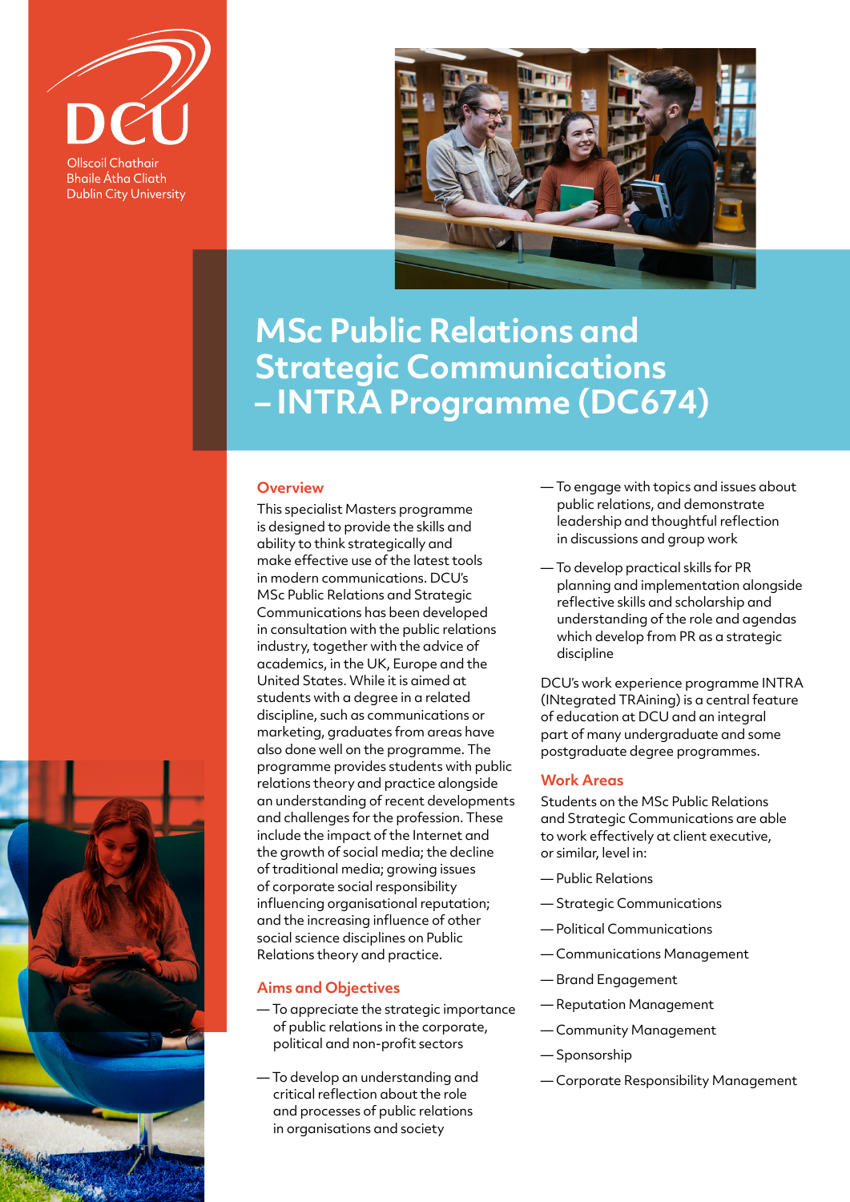DCU

Ollscoil Chathair Bhaile Átha Cliath
Dublin City University

# MSc Public Relations and Strategic Communications – INTRA Programme (DC674)

## Overview

This specialist Masters programme is designed to provide the skills and ability to think strategically and make effective use of the latest tools in modern communications. DCU's MSc Public Relations and Strategic Communications has been developed in consultation with the public relations industry, together with the advice of academics, in the UK, Europe and the United States. While it is aimed at students with a degree in a related discipline, such as communications or marketing, graduates from areas have also done well on the programme. The programme provides students with public relations theory and practice alongside an understanding of recent developments and challenges for the profession. These include the impact of the Internet and the growth of social media; the decline of traditional media; growing issues of corporate social responsibility influencing organisational reputation; and the increasing influence of other social science disciplines on Public Relations theory and practice.

## Aims and Objectives

- To appreciate the strategic importance of public relations in the corporate, political and non-profit sectors
- To develop an understanding and critical reflection about the role and processes of public relations in organisations and society
- To engage with topics and issues about public relations, and demonstrate leadership and thoughtful reflection in discussions and group work
- To develop practical skills for PR planning and implementation alongside reflective skills and scholarship and understanding of the role and agendas which develop from PR as a strategic discipline

DCU's work experience programme INTRA (INtegrated TRAining) is a central feature of education at DCU and an integral part of many undergraduate and some postgraduate degree programmes.

## Work Areas

Students on the MSc Public Relations and Strategic Communications are able to work effectively at client executive, or similar, level in:

- Public Relations
- Strategic Communications
- Political Communications
- Communications Management
- Brand Engagement
- Reputation Management
- Community Management
- Sponsorship
- Corporate Responsibility Management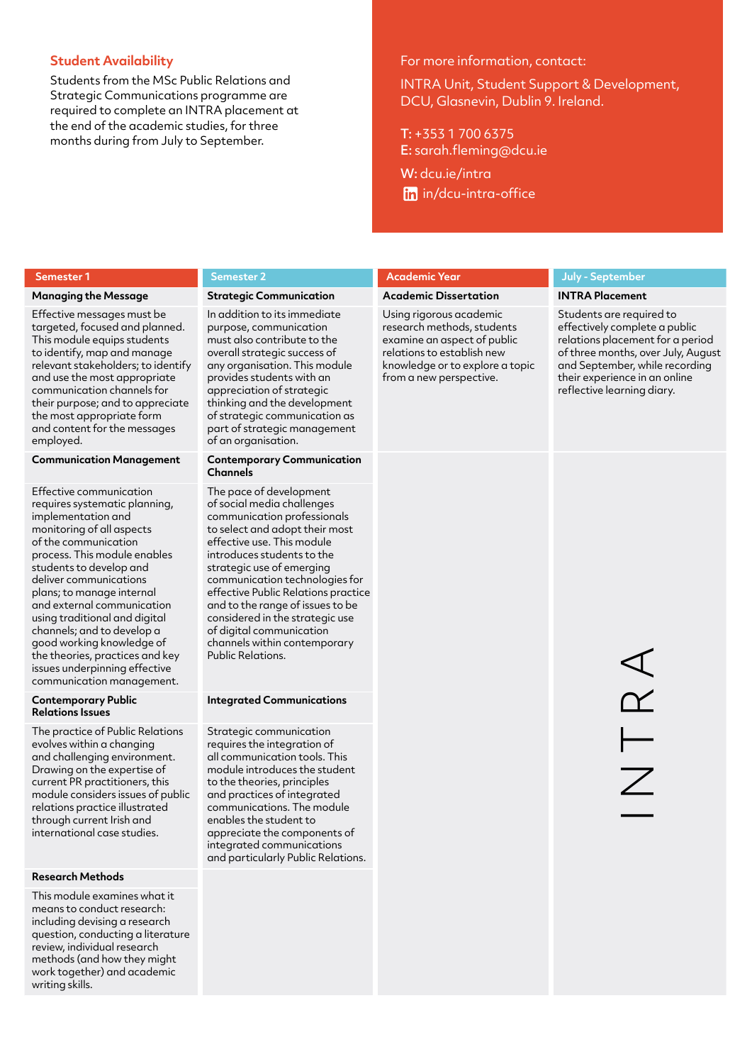## Student Availability

Students from the MSc Public Relations and Strategic Communications programme are required to complete an INTRA placement at the end of the academic studies, for three months during from July to September.

For more information, contact:

INTRA Unit, Student Support & Development, DCU, Glasnevin, Dublin 9. Ireland.

**T:** +353 1 700 6375
**E:** sarah.fleming@dcu.ie

**W:** dcu.ie/intra
in/dcu-intra-office

| Semester 1 | Semester 2 | Academic Year | July - September |
|---|---|---|---|
| **Managing the Message** | **Strategic Communication** | **Academic Dissertation** | **INTRA Placement** |
| Effective messages must be targeted, focused and planned. This module equips students to identify, map and manage relevant stakeholders; to identify and use the most appropriate communication channels for their purpose; and to appreciate the most appropriate form and content for the messages employed. | In addition to its immediate purpose, communication must also contribute to the overall strategic success of any organisation. This module provides students with an appreciation of strategic thinking and the development of strategic communication as part of strategic management of an organisation. | Using rigorous academic research methods, students examine an aspect of public relations to establish new knowledge or to explore a topic from a new perspective. | Students are required to effectively complete a public relations placement for a period of three months, over July, August and September, while recording their experience in an online reflective learning diary. |
| **Communication Management** | **Contemporary Communication Channels** | | INTRA |
| Effective communication requires systematic planning, implementation and monitoring of all aspects of the communication process. This module enables students to develop and deliver communications plans; to manage internal and external communication using traditional and digital channels; and to develop a good working knowledge of the theories, practices and key issues underpinning effective communication management. | The pace of development of social media challenges communication professionals to select and adopt their most effective use. This module introduces students to the strategic use of emerging communication technologies for effective Public Relations practice and to the range of issues to be considered in the strategic use of digital communication channels within contemporary Public Relations. | | |
| **Contemporary Public Relations Issues** | **Integrated Communications** | | |
| The practice of Public Relations evolves within a changing and challenging environment. Drawing on the expertise of current PR practitioners, this module considers issues of public relations practice illustrated through current Irish and international case studies. | Strategic communication requires the integration of all communication tools. This module introduces the student to the theories, principles and practices of integrated communications. The module enables the student to appreciate the components of integrated communications and particularly Public Relations. | | |
| **Research Methods** | | | |
| This module examines what it means to conduct research: including devising a research question, conducting a literature review, individual research methods (and how they might work together) and academic writing skills. | | | |